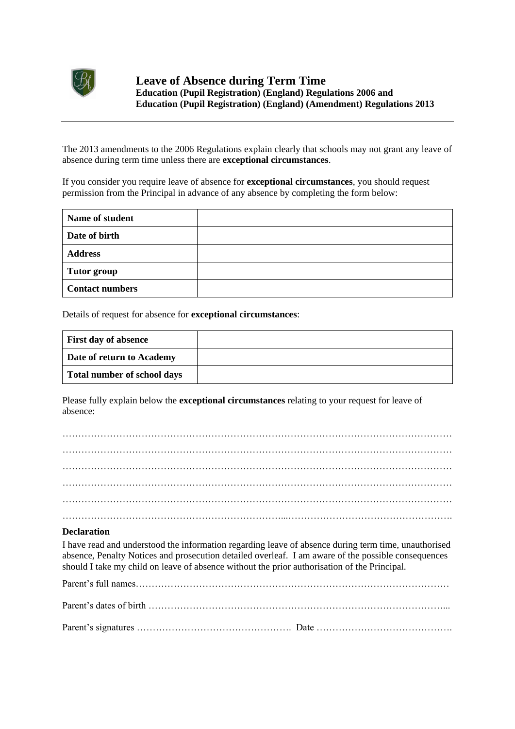# Leave of Absence during Term Time

**Education (Pupil Registration) (England) Regulations 2006 and**
**Education (Pupil Registration) (England) (Amendment) Regulations 2013**

---

The 2013 amendments to the 2006 Regulations explain clearly that schools may not grant any leave of absence during term time unless there are **exceptional circumstances**.

If you consider you require leave of absence for **exceptional circumstances**, you should request permission from the Principal in advance of any absence by completing the form below:

| **Name of student** | |
|---|---|
| **Date of birth** | |
| **Address** | |
| **Tutor group** | |
| **Contact numbers** | |

Details of request for absence for **exceptional circumstances**:

| **First day of absence** | |
|---|---|
| **Date of return to Academy** | |
| **Total number of school days** | |

Please fully explain below the **exceptional circumstances** relating to your request for leave of absence:

……………………………………………………………………………………………………………

……………………………………………………………………………………………………………

……………………………………………………………………………………………………………

……………………………………………………………………………………………………………

……………………………………………………………………………………………………………

……………………………………………………………...…………………………………………….

**Declaration**

I have read and understood the information regarding leave of absence during term time, unauthorised absence, Penalty Notices and prosecution detailed overleaf. I am aware of the possible consequences should I take my child on leave of absence without the prior authorisation of the Principal.

Parent's full names……………………………………………………………………………………

Parent's dates of birth …………………………………………………………………………………...

Parent's signatures …………………………………………. Date …………………………………….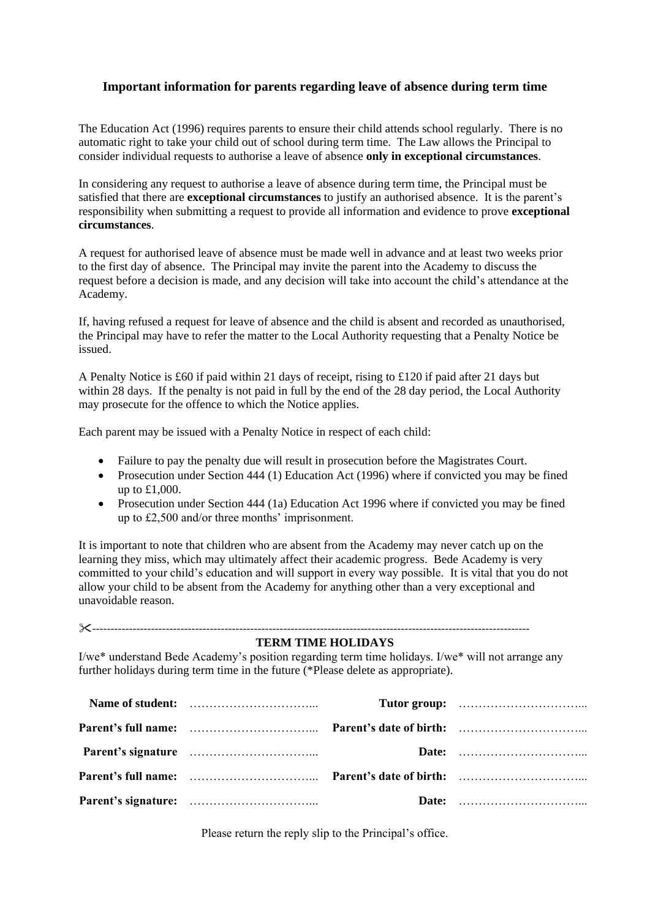## Important information for parents regarding leave of absence during term time

The Education Act (1996) requires parents to ensure their child attends school regularly. There is no automatic right to take your child out of school during term time. The Law allows the Principal to consider individual requests to authorise a leave of absence **only in exceptional circumstances**.

In considering any request to authorise a leave of absence during term time, the Principal must be satisfied that there are **exceptional circumstances** to justify an authorised absence. It is the parent's responsibility when submitting a request to provide all information and evidence to prove **exceptional circumstances**.

A request for authorised leave of absence must be made well in advance and at least two weeks prior to the first day of absence. The Principal may invite the parent into the Academy to discuss the request before a decision is made, and any decision will take into account the child's attendance at the Academy.

If, having refused a request for leave of absence and the child is absent and recorded as unauthorised, the Principal may have to refer the matter to the Local Authority requesting that a Penalty Notice be issued.

A Penalty Notice is £60 if paid within 21 days of receipt, rising to £120 if paid after 21 days but within 28 days. If the penalty is not paid in full by the end of the 28 day period, the Local Authority may prosecute for the offence to which the Notice applies.

Each parent may be issued with a Penalty Notice in respect of each child:

- Failure to pay the penalty due will result in prosecution before the Magistrates Court.
- Prosecution under Section 444 (1) Education Act (1996) where if convicted you may be fined up to £1,000.
- Prosecution under Section 444 (1a) Education Act 1996 where if convicted you may be fined up to £2,500 and/or three months' imprisonment.

It is important to note that children who are absent from the Academy may never catch up on the learning they miss, which may ultimately affect their academic progress. Bede Academy is very committed to your child's education and will support in every way possible. It is vital that you do not allow your child to be absent from the Academy for anything other than a very exceptional and unavoidable reason.

✂-----------------------------------------------------------------------------------------------------------------------

**TERM TIME HOLIDAYS**

I/we* understand Bede Academy's position regarding term time holidays. I/we* will not arrange any further holidays during term time in the future (*Please delete as appropriate).

| | | | |
|---|---|---|---|
| **Name of student:** | …………………………... | **Tutor group:** | …………………………... |
| **Parent's full name:** | …………………………... | **Parent's date of birth:** | …………………………... |
| **Parent's signature** | …………………………... | **Date:** | …………………………... |
| **Parent's full name:** | …………………………... | **Parent's date of birth:** | …………………………... |
| **Parent's signature:** | …………………………... | **Date:** | …………………………... |

Please return the reply slip to the Principal's office.